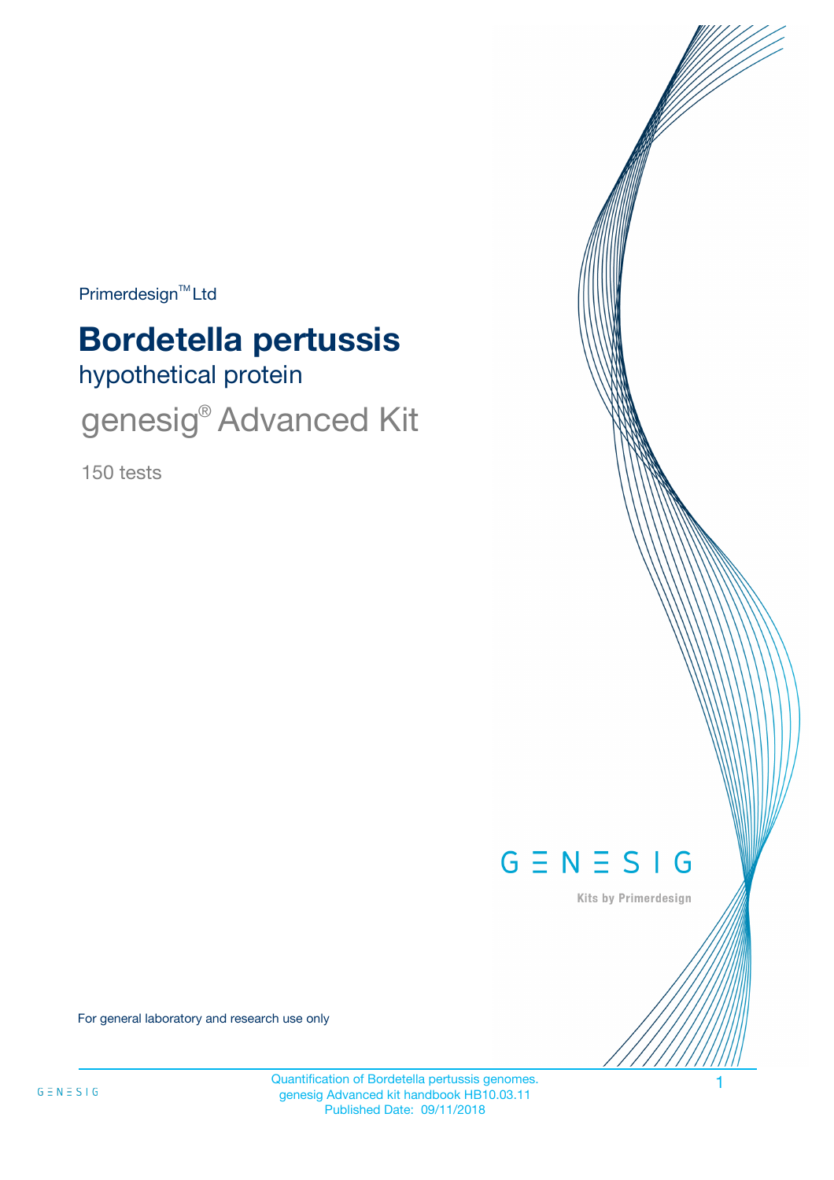Primerdesign™ Ltd

# Bordetella pertussis

## hypothetical protein

## genesig® Advanced Kit

150 tests

GENESIG

Kits by Primerdesign

For general laboratory and research use only

Quantification of Bordetella pertussis genomes.
genesig Advanced kit handbook HB10.03.11
Published Date: 09/11/2018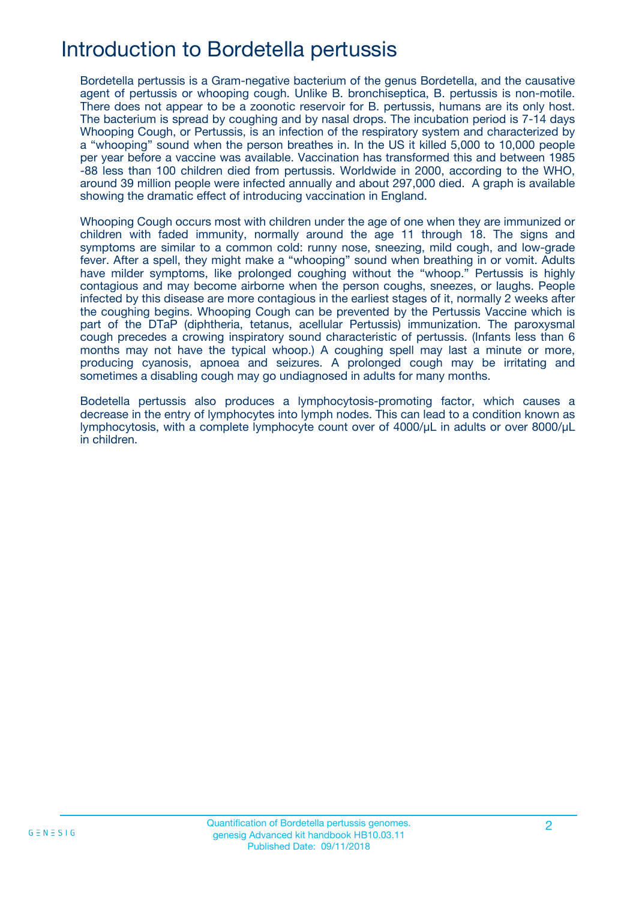# Introduction to Bordetella pertussis

Bordetella pertussis is a Gram-negative bacterium of the genus Bordetella, and the causative agent of pertussis or whooping cough. Unlike B. bronchiseptica, B. pertussis is non-motile. There does not appear to be a zoonotic reservoir for B. pertussis, humans are its only host. The bacterium is spread by coughing and by nasal drops. The incubation period is 7-14 days Whooping Cough, or Pertussis, is an infection of the respiratory system and characterized by a “whooping” sound when the person breathes in. In the US it killed 5,000 to 10,000 people per year before a vaccine was available. Vaccination has transformed this and between 1985 -88 less than 100 children died from pertussis. Worldwide in 2000, according to the WHO, around 39 million people were infected annually and about 297,000 died. A graph is available showing the dramatic effect of introducing vaccination in England.

Whooping Cough occurs most with children under the age of one when they are immunized or children with faded immunity, normally around the age 11 through 18. The signs and symptoms are similar to a common cold: runny nose, sneezing, mild cough, and low-grade fever. After a spell, they might make a “whooping” sound when breathing in or vomit. Adults have milder symptoms, like prolonged coughing without the “whoop.” Pertussis is highly contagious and may become airborne when the person coughs, sneezes, or laughs. People infected by this disease are more contagious in the earliest stages of it, normally 2 weeks after the coughing begins. Whooping Cough can be prevented by the Pertussis Vaccine which is part of the DTaP (diphtheria, tetanus, acellular Pertussis) immunization. The paroxysmal cough precedes a crowing inspiratory sound characteristic of pertussis. (Infants less than 6 months may not have the typical whoop.) A coughing spell may last a minute or more, producing cyanosis, apnoea and seizures. A prolonged cough may be irritating and sometimes a disabling cough may go undiagnosed in adults for many months.

Bodetella pertussis also produces a lymphocytosis-promoting factor, which causes a decrease in the entry of lymphocytes into lymph nodes. This can lead to a condition known as lymphocytosis, with a complete lymphocyte count over of 4000/µL in adults or over 8000/µL in children.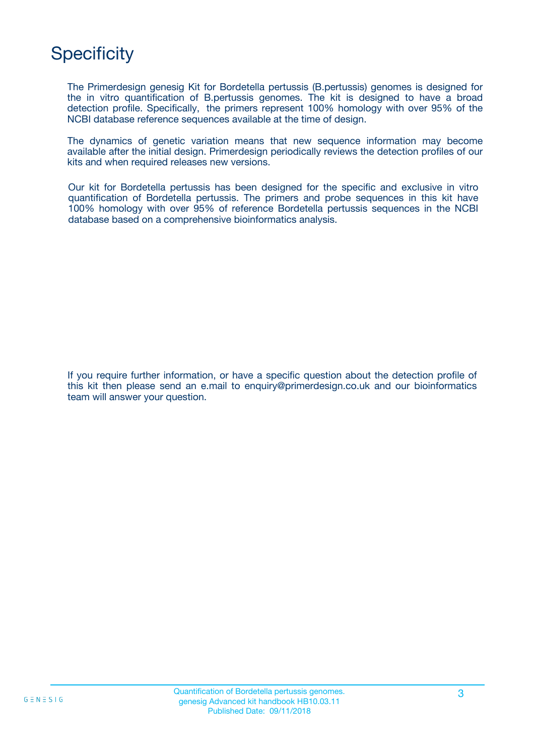# Specificity

The Primerdesign genesig Kit for Bordetella pertussis (B.pertussis) genomes is designed for the in vitro quantification of B.pertussis genomes. The kit is designed to have a broad detection profile. Specifically, the primers represent 100% homology with over 95% of the NCBI database reference sequences available at the time of design.

The dynamics of genetic variation means that new sequence information may become available after the initial design. Primerdesign periodically reviews the detection profiles of our kits and when required releases new versions.

Our kit for Bordetella pertussis has been designed for the specific and exclusive in vitro quantification of Bordetella pertussis. The primers and probe sequences in this kit have 100% homology with over 95% of reference Bordetella pertussis sequences in the NCBI database based on a comprehensive bioinformatics analysis.

If you require further information, or have a specific question about the detection profile of this kit then please send an e.mail to enquiry@primerdesign.co.uk and our bioinformatics team will answer your question.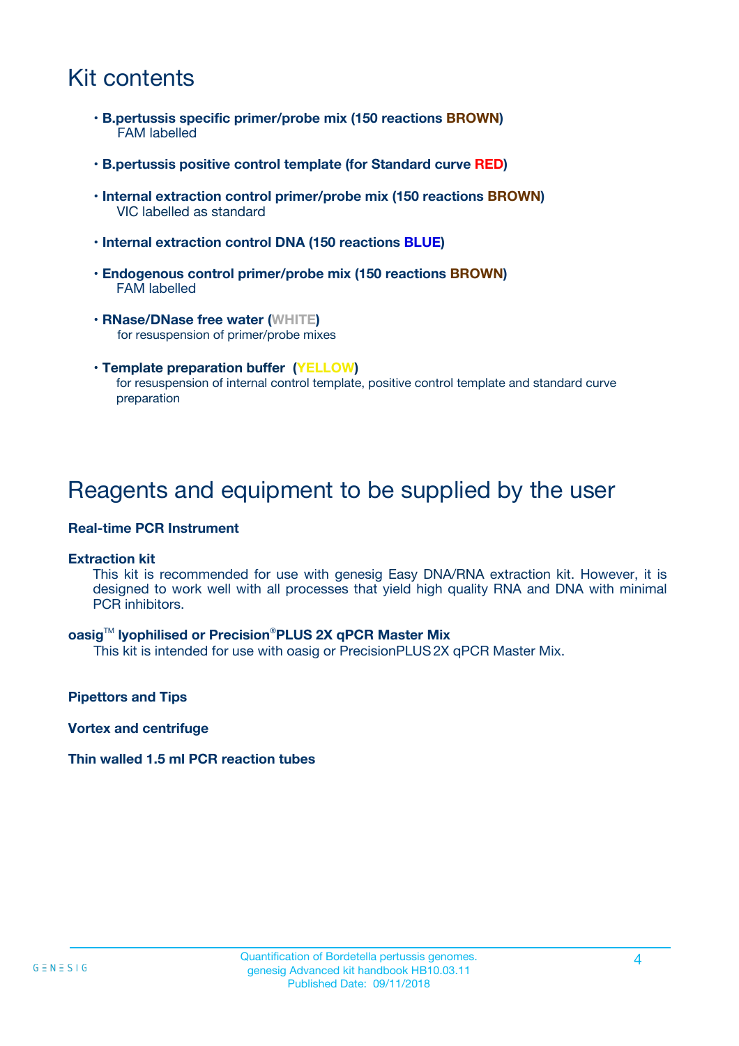# Kit contents

- **B.pertussis specific primer/probe mix (150 reactions BROWN)**
  FAM labelled
- **B.pertussis positive control template (for Standard curve RED)**
- **Internal extraction control primer/probe mix (150 reactions BROWN)**
  VIC labelled as standard
- **Internal extraction control DNA (150 reactions BLUE)**
- **Endogenous control primer/probe mix (150 reactions BROWN)**
  FAM labelled
- **RNase/DNase free water (WHITE)**
  for resuspension of primer/probe mixes
- **Template preparation buffer (YELLOW)**
  for resuspension of internal control template, positive control template and standard curve preparation

# Reagents and equipment to be supplied by the user

**Real-time PCR Instrument**

**Extraction kit**

This kit is recommended for use with genesig Easy DNA/RNA extraction kit. However, it is designed to work well with all processes that yield high quality RNA and DNA with minimal PCR inhibitors.

**oasig™ lyophilised or Precision®PLUS 2X qPCR Master Mix**

This kit is intended for use with oasig or PrecisionPLUS 2X qPCR Master Mix.

**Pipettors and Tips**

**Vortex and centrifuge**

**Thin walled 1.5 ml PCR reaction tubes**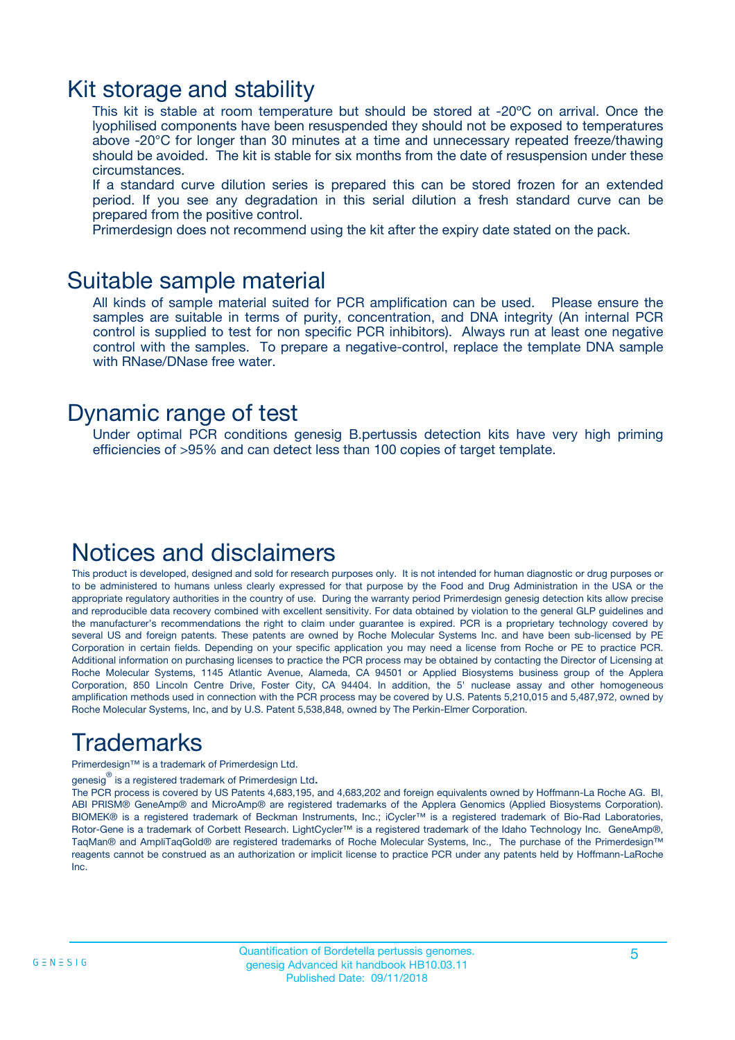## Kit storage and stability

This kit is stable at room temperature but should be stored at -20ºC on arrival. Once the lyophilised components have been resuspended they should not be exposed to temperatures above -20°C for longer than 30 minutes at a time and unnecessary repeated freeze/thawing should be avoided. The kit is stable for six months from the date of resuspension under these circumstances.

If a standard curve dilution series is prepared this can be stored frozen for an extended period. If you see any degradation in this serial dilution a fresh standard curve can be prepared from the positive control.

Primerdesign does not recommend using the kit after the expiry date stated on the pack.

## Suitable sample material

All kinds of sample material suited for PCR amplification can be used. Please ensure the samples are suitable in terms of purity, concentration, and DNA integrity (An internal PCR control is supplied to test for non specific PCR inhibitors). Always run at least one negative control with the samples. To prepare a negative-control, replace the template DNA sample with RNase/DNase free water.

## Dynamic range of test

Under optimal PCR conditions genesig B.pertussis detection kits have very high priming efficiencies of >95% and can detect less than 100 copies of target template.

## Notices and disclaimers

This product is developed, designed and sold for research purposes only. It is not intended for human diagnostic or drug purposes or to be administered to humans unless clearly expressed for that purpose by the Food and Drug Administration in the USA or the appropriate regulatory authorities in the country of use. During the warranty period Primerdesign genesig detection kits allow precise and reproducible data recovery combined with excellent sensitivity. For data obtained by violation to the general GLP guidelines and the manufacturer's recommendations the right to claim under guarantee is expired. PCR is a proprietary technology covered by several US and foreign patents. These patents are owned by Roche Molecular Systems Inc. and have been sub-licensed by PE Corporation in certain fields. Depending on your specific application you may need a license from Roche or PE to practice PCR. Additional information on purchasing licenses to practice the PCR process may be obtained by contacting the Director of Licensing at Roche Molecular Systems, 1145 Atlantic Avenue, Alameda, CA 94501 or Applied Biosystems business group of the Applera Corporation, 850 Lincoln Centre Drive, Foster City, CA 94404. In addition, the 5' nuclease assay and other homogeneous amplification methods used in connection with the PCR process may be covered by U.S. Patents 5,210,015 and 5,487,972, owned by Roche Molecular Systems, Inc, and by U.S. Patent 5,538,848, owned by The Perkin-Elmer Corporation.

## Trademarks

Primerdesign™ is a trademark of Primerdesign Ltd.

genesig® is a registered trademark of Primerdesign Ltd.

The PCR process is covered by US Patents 4,683,195, and 4,683,202 and foreign equivalents owned by Hoffmann-La Roche AG. BI, ABI PRISM® GeneAmp® and MicroAmp® are registered trademarks of the Applera Genomics (Applied Biosystems Corporation). BIOMEK® is a registered trademark of Beckman Instruments, Inc.; iCycler™ is a registered trademark of Bio-Rad Laboratories, Rotor-Gene is a trademark of Corbett Research. LightCycler™ is a registered trademark of the Idaho Technology Inc. GeneAmp®, TaqMan® and AmpliTaqGold® are registered trademarks of Roche Molecular Systems, Inc., The purchase of the Primerdesign™ reagents cannot be construed as an authorization or implicit license to practice PCR under any patents held by Hoffmann-LaRoche Inc.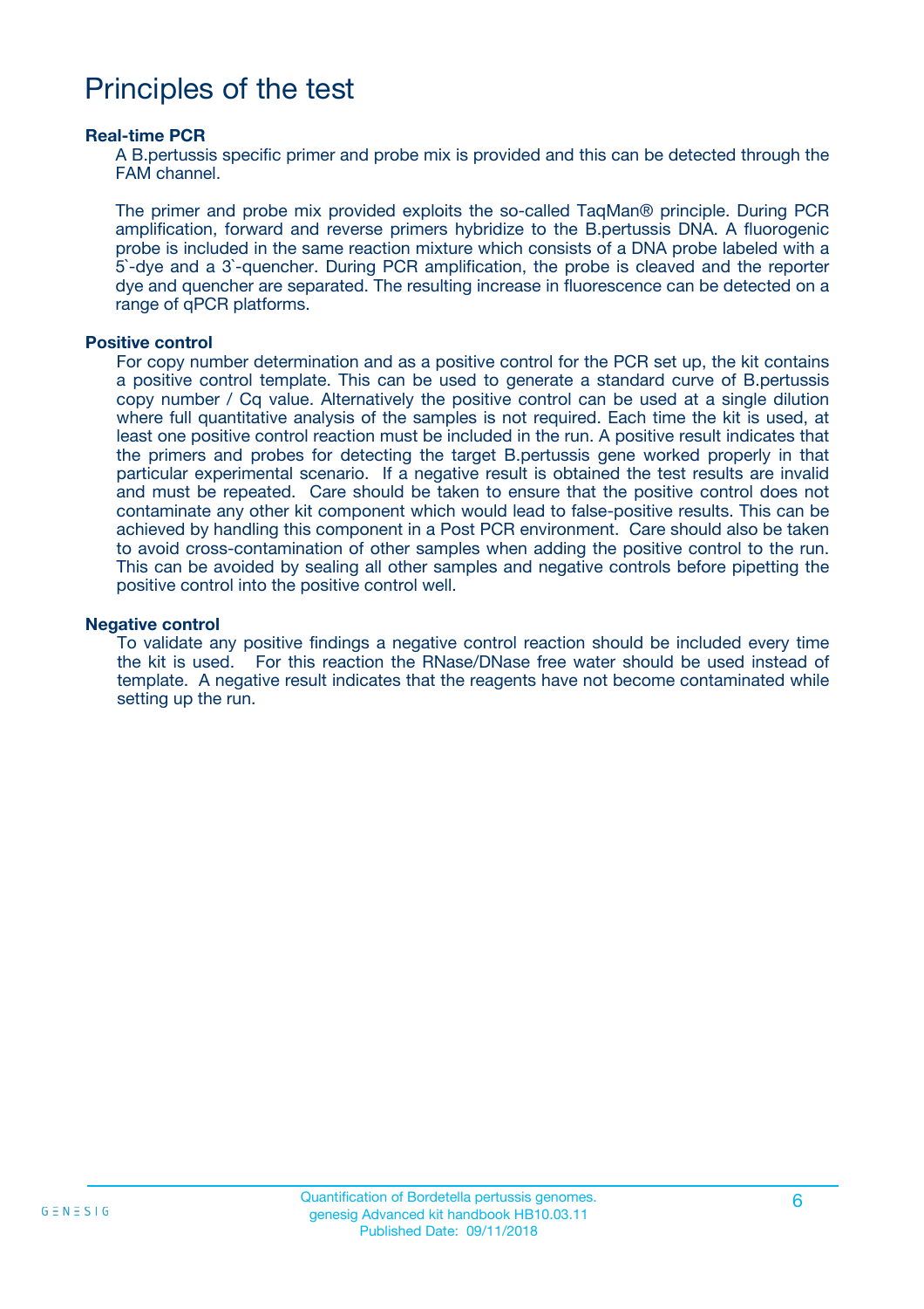# Principles of the test

### Real-time PCR

A B.pertussis specific primer and probe mix is provided and this can be detected through the FAM channel.

The primer and probe mix provided exploits the so-called TaqMan® principle. During PCR amplification, forward and reverse primers hybridize to the B.pertussis DNA. A fluorogenic probe is included in the same reaction mixture which consists of a DNA probe labeled with a 5`-dye and a 3`-quencher. During PCR amplification, the probe is cleaved and the reporter dye and quencher are separated. The resulting increase in fluorescence can be detected on a range of qPCR platforms.

### Positive control

For copy number determination and as a positive control for the PCR set up, the kit contains a positive control template. This can be used to generate a standard curve of B.pertussis copy number / Cq value. Alternatively the positive control can be used at a single dilution where full quantitative analysis of the samples is not required. Each time the kit is used, at least one positive control reaction must be included in the run. A positive result indicates that the primers and probes for detecting the target B.pertussis gene worked properly in that particular experimental scenario. If a negative result is obtained the test results are invalid and must be repeated. Care should be taken to ensure that the positive control does not contaminate any other kit component which would lead to false-positive results. This can be achieved by handling this component in a Post PCR environment. Care should also be taken to avoid cross-contamination of other samples when adding the positive control to the run. This can be avoided by sealing all other samples and negative controls before pipetting the positive control into the positive control well.

### Negative control

To validate any positive findings a negative control reaction should be included every time the kit is used. For this reaction the RNase/DNase free water should be used instead of template. A negative result indicates that the reagents have not become contaminated while setting up the run.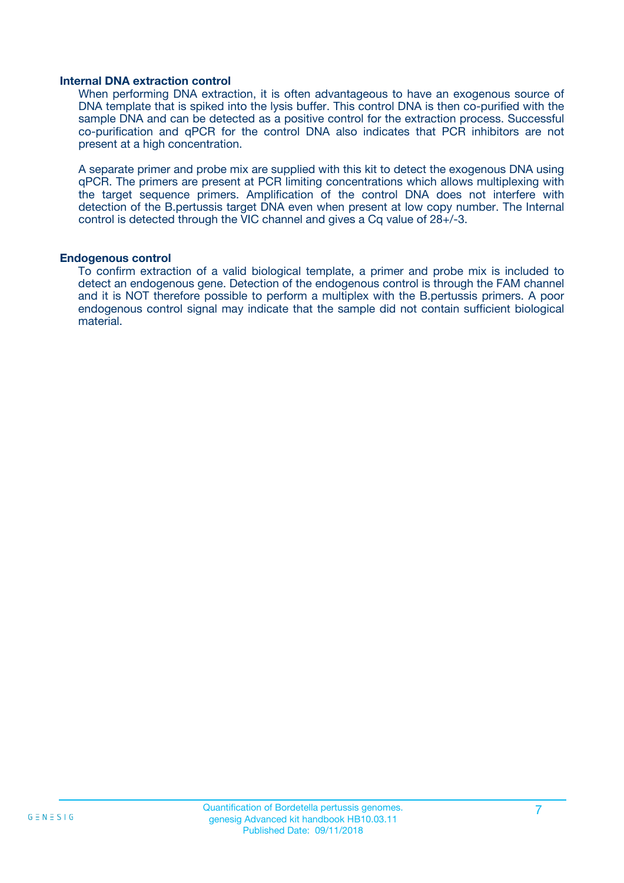### Internal DNA extraction control

When performing DNA extraction, it is often advantageous to have an exogenous source of DNA template that is spiked into the lysis buffer. This control DNA is then co-purified with the sample DNA and can be detected as a positive control for the extraction process. Successful co-purification and qPCR for the control DNA also indicates that PCR inhibitors are not present at a high concentration.

A separate primer and probe mix are supplied with this kit to detect the exogenous DNA using qPCR. The primers are present at PCR limiting concentrations which allows multiplexing with the target sequence primers. Amplification of the control DNA does not interfere with detection of the B.pertussis target DNA even when present at low copy number. The Internal control is detected through the VIC channel and gives a Cq value of 28+/-3.

### Endogenous control

To confirm extraction of a valid biological template, a primer and probe mix is included to detect an endogenous gene. Detection of the endogenous control is through the FAM channel and it is NOT therefore possible to perform a multiplex with the B.pertussis primers. A poor endogenous control signal may indicate that the sample did not contain sufficient biological material.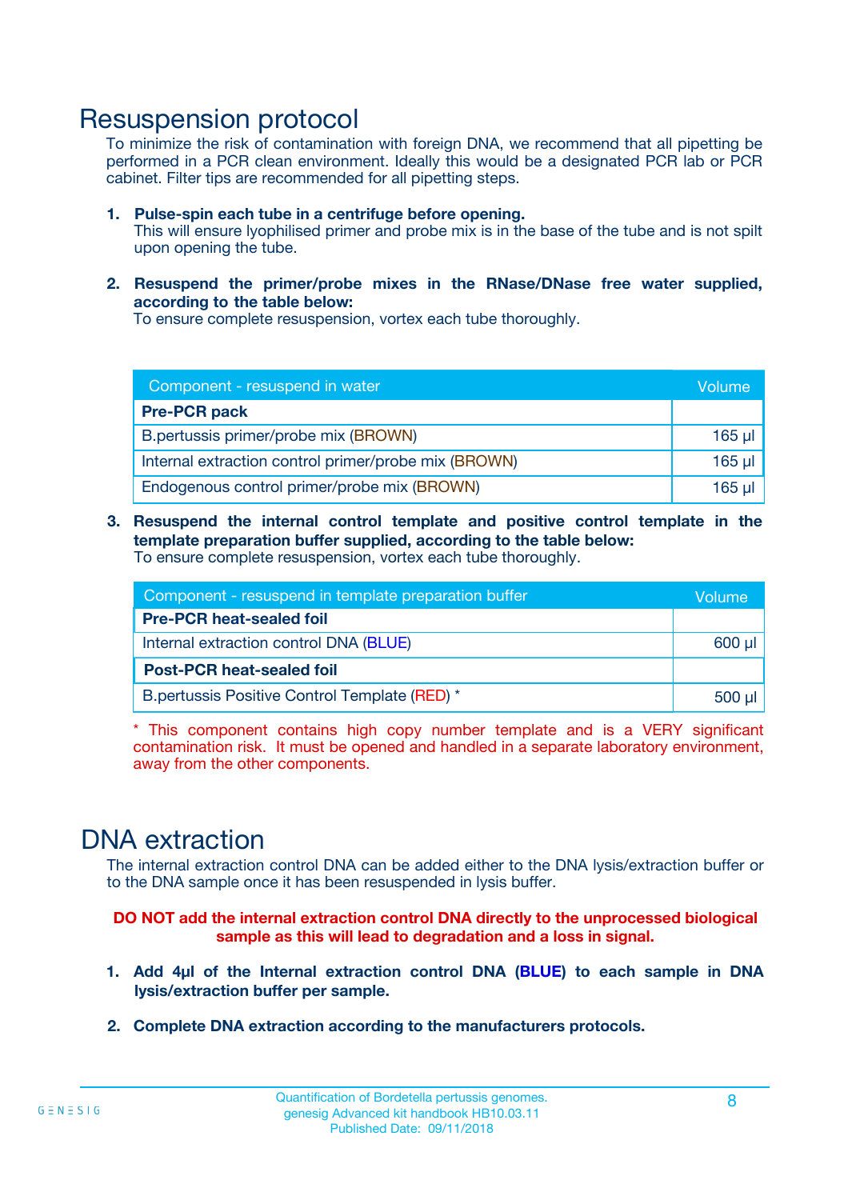# Resuspension protocol

To minimize the risk of contamination with foreign DNA, we recommend that all pipetting be performed in a PCR clean environment. Ideally this would be a designated PCR lab or PCR cabinet. Filter tips are recommended for all pipetting steps.

1. **Pulse-spin each tube in a centrifuge before opening.**
   This will ensure lyophilised primer and probe mix is in the base of the tube and is not spilt upon opening the tube.

2. **Resuspend the primer/probe mixes in the RNase/DNase free water supplied, according to the table below:**
   To ensure complete resuspension, vortex each tube thoroughly.

| Component - resuspend in water | Volume |
|---|---|
| **Pre-PCR pack** | |
| B.pertussis primer/probe mix (BROWN) | 165 µl |
| Internal extraction control primer/probe mix (BROWN) | 165 µl |
| Endogenous control primer/probe mix (BROWN) | 165 µl |

3. **Resuspend the internal control template and positive control template in the template preparation buffer supplied, according to the table below:**
   To ensure complete resuspension, vortex each tube thoroughly.

| Component - resuspend in template preparation buffer | Volume |
|---|---|
| **Pre-PCR heat-sealed foil** | |
| Internal extraction control DNA (BLUE) | 600 µl |
| **Post-PCR heat-sealed foil** | |
| B.pertussis Positive Control Template (RED) * | 500 µl |

* This component contains high copy number template and is a VERY significant contamination risk. It must be opened and handled in a separate laboratory environment, away from the other components.

# DNA extraction

The internal extraction control DNA can be added either to the DNA lysis/extraction buffer or to the DNA sample once it has been resuspended in lysis buffer.

**DO NOT add the internal extraction control DNA directly to the unprocessed biological sample as this will lead to degradation and a loss in signal.**

1. **Add 4µl of the Internal extraction control DNA (BLUE) to each sample in DNA lysis/extraction buffer per sample.**

2. **Complete DNA extraction according to the manufacturers protocols.**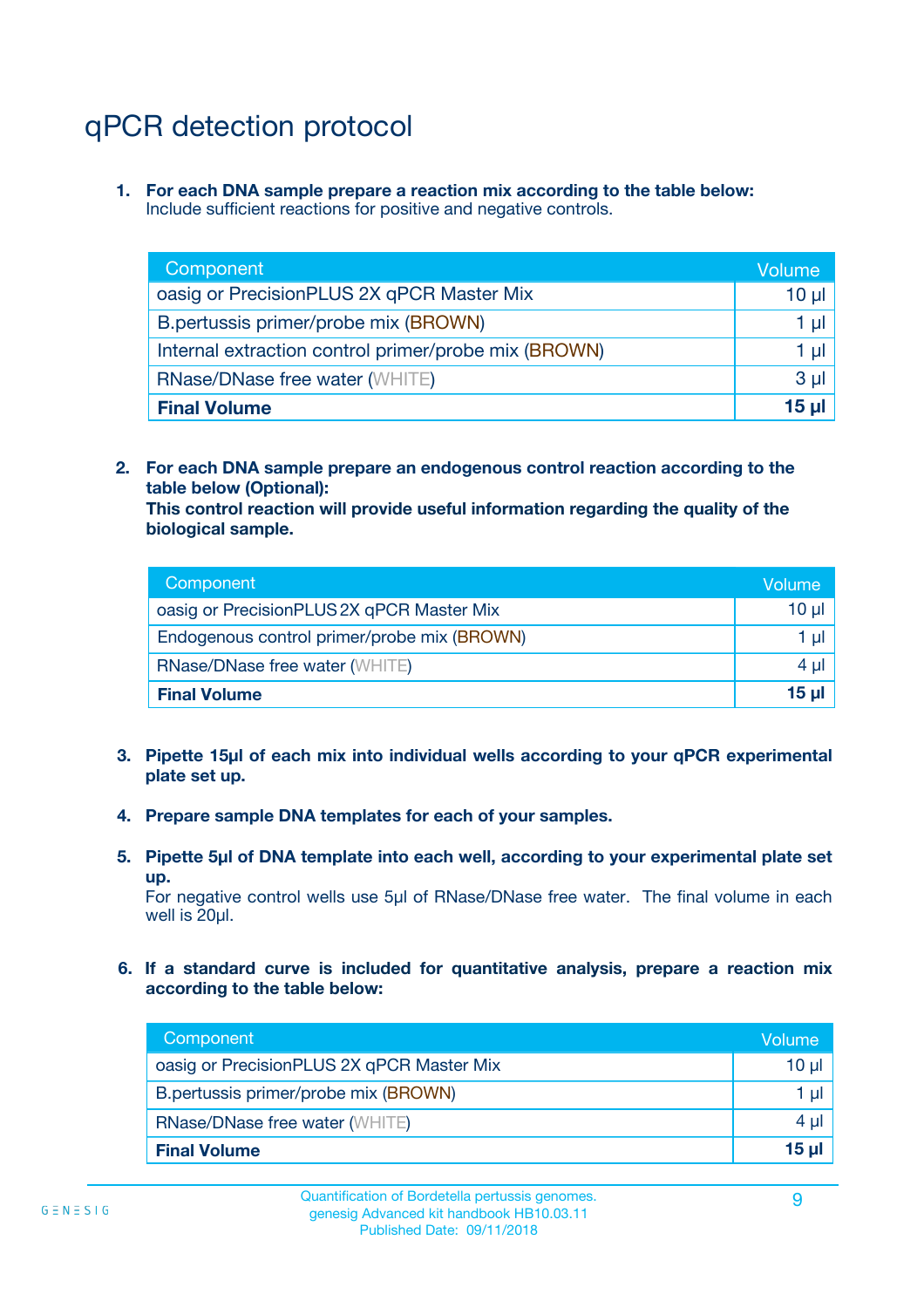# qPCR detection protocol

1. **For each DNA sample prepare a reaction mix according to the table below:**
   Include sufficient reactions for positive and negative controls.

| Component | Volume |
|---|---|
| oasig or PrecisionPLUS 2X qPCR Master Mix | 10 µl |
| B.pertussis primer/probe mix (BROWN) | 1 µl |
| Internal extraction control primer/probe mix (BROWN) | 1 µl |
| RNase/DNase free water (WHITE) | 3 µl |
| **Final Volume** | **15 µl** |

2. **For each DNA sample prepare an endogenous control reaction according to the table below (Optional):**
   **This control reaction will provide useful information regarding the quality of the biological sample.**

| Component | Volume |
|---|---|
| oasig or PrecisionPLUS 2X qPCR Master Mix | 10 µl |
| Endogenous control primer/probe mix (BROWN) | 1 µl |
| RNase/DNase free water (WHITE) | 4 µl |
| **Final Volume** | **15 µl** |

3. **Pipette 15µl of each mix into individual wells according to your qPCR experimental plate set up.**

4. **Prepare sample DNA templates for each of your samples.**

5. **Pipette 5µl of DNA template into each well, according to your experimental plate set up.**
   For negative control wells use 5µl of RNase/DNase free water. The final volume in each well is 20µl.

6. **If a standard curve is included for quantitative analysis, prepare a reaction mix according to the table below:**

| Component | Volume |
|---|---|
| oasig or PrecisionPLUS 2X qPCR Master Mix | 10 µl |
| B.pertussis primer/probe mix (BROWN) | 1 µl |
| RNase/DNase free water (WHITE) | 4 µl |
| **Final Volume** | **15 µl** |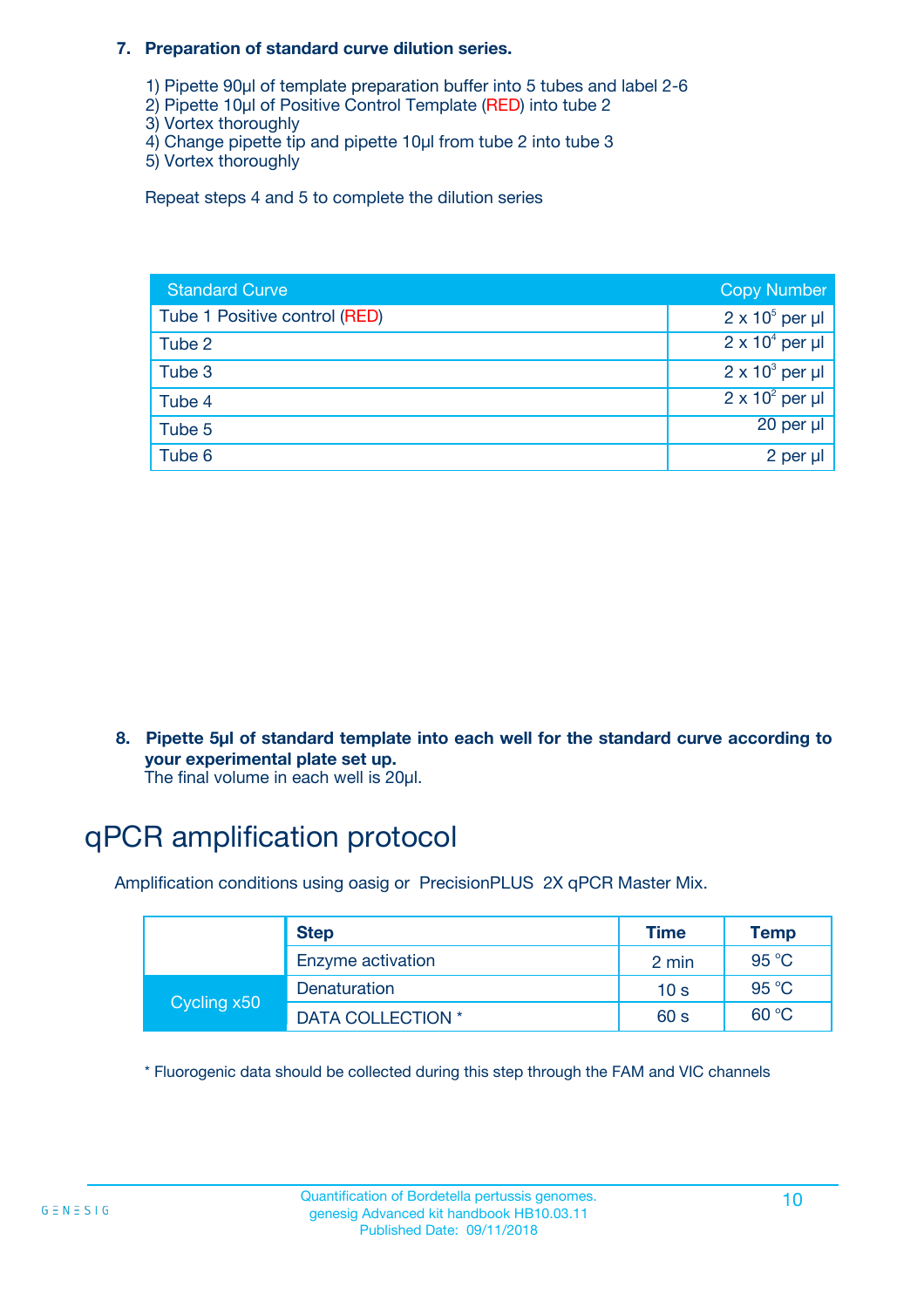**7. Preparation of standard curve dilution series.**

1) Pipette 90µl of template preparation buffer into 5 tubes and label 2-6
2) Pipette 10µl of Positive Control Template (RED) into tube 2
3) Vortex thoroughly
4) Change pipette tip and pipette 10µl from tube 2 into tube 3
5) Vortex thoroughly

Repeat steps 4 and 5 to complete the dilution series

| Standard Curve | Copy Number |
|---|---|
| Tube 1 Positive control (RED) | $2 \times 10^5$ per µl |
| Tube 2 | $2 \times 10^4$ per µl |
| Tube 3 | $2 \times 10^3$ per µl |
| Tube 4 | $2 \times 10^2$ per µl |
| Tube 5 | 20 per µl |
| Tube 6 | 2 per µl |

**8. Pipette 5µl of standard template into each well for the standard curve according to your experimental plate set up.**
The final volume in each well is 20µl.

# qPCR amplification protocol

Amplification conditions using oasig or PrecisionPLUS 2X qPCR Master Mix.

| | Step | Time | Temp |
|---|---|---|---|
| | Enzyme activation | 2 min | 95 °C |
| Cycling x50 | Denaturation | 10 s | 95 °C |
| | DATA COLLECTION * | 60 s | 60 °C |

* Fluorogenic data should be collected during this step through the FAM and VIC channels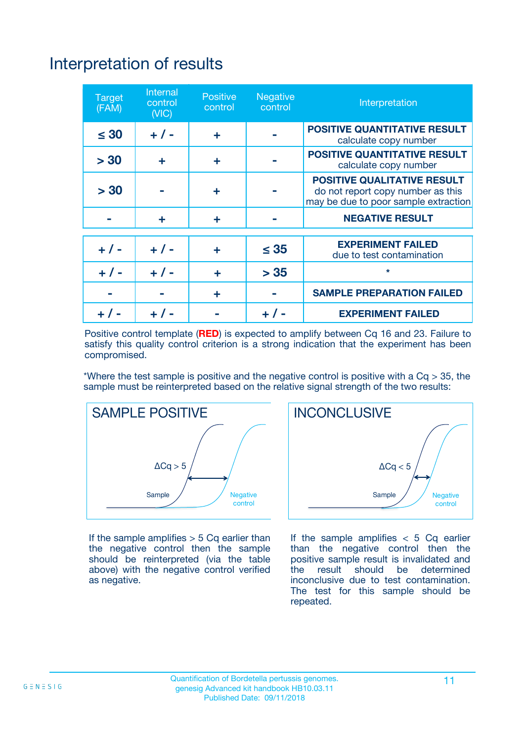# Interpretation of results

| Target (FAM) | Internal control (VIC) | Positive control | Negative control | Interpretation |
|---|---|---|---|---|
| ≤ 30 | + / - | + | - | **POSITIVE QUANTITATIVE RESULT** calculate copy number |
| > 30 | + | + | - | **POSITIVE QUANTITATIVE RESULT** calculate copy number |
| > 30 | - | + | - | **POSITIVE QUALITATIVE RESULT** do not report copy number as this may be due to poor sample extraction |
| - | + | + | - | **NEGATIVE RESULT** |
| + / - | + / - | + | ≤ 35 | **EXPERIMENT FAILED** due to test contamination |
| + / - | + / - | + | > 35 | * |
| - | - | + | - | **SAMPLE PREPARATION FAILED** |
| + / - | + / - | - | + / - | **EXPERIMENT FAILED** |

Positive control template (**RED**) is expected to amplify between Cq 16 and 23. Failure to satisfy this quality control criterion is a strong indication that the experiment has been compromised.

*Where the test sample is positive and the negative control is positive with a Cq > 35, the sample must be reinterpreted based on the relative signal strength of the two results:

**SAMPLE POSITIVE**

ΔCq > 5

Sample

Negative control

If the sample amplifies > 5 Cq earlier than the negative control then the sample should be reinterpreted (via the table above) with the negative control verified as negative.

**INCONCLUSIVE**

ΔCq < 5

Sample

Negative control

If the sample amplifies < 5 Cq earlier than the negative control then the positive sample result is invalidated and the result should be determined inconclusive due to test contamination. The test for this sample should be repeated.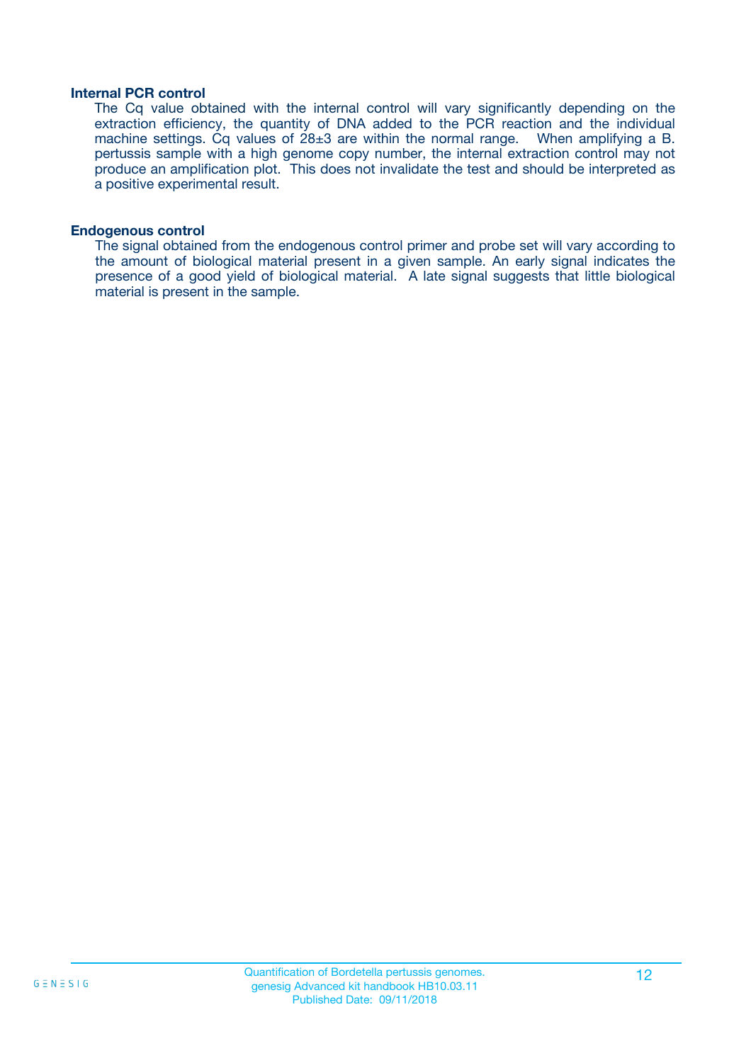### Internal PCR control

The Cq value obtained with the internal control will vary significantly depending on the extraction efficiency, the quantity of DNA added to the PCR reaction and the individual machine settings. Cq values of 28±3 are within the normal range. When amplifying a B. pertussis sample with a high genome copy number, the internal extraction control may not produce an amplification plot. This does not invalidate the test and should be interpreted as a positive experimental result.

### Endogenous control

The signal obtained from the endogenous control primer and probe set will vary according to the amount of biological material present in a given sample. An early signal indicates the presence of a good yield of biological material. A late signal suggests that little biological material is present in the sample.